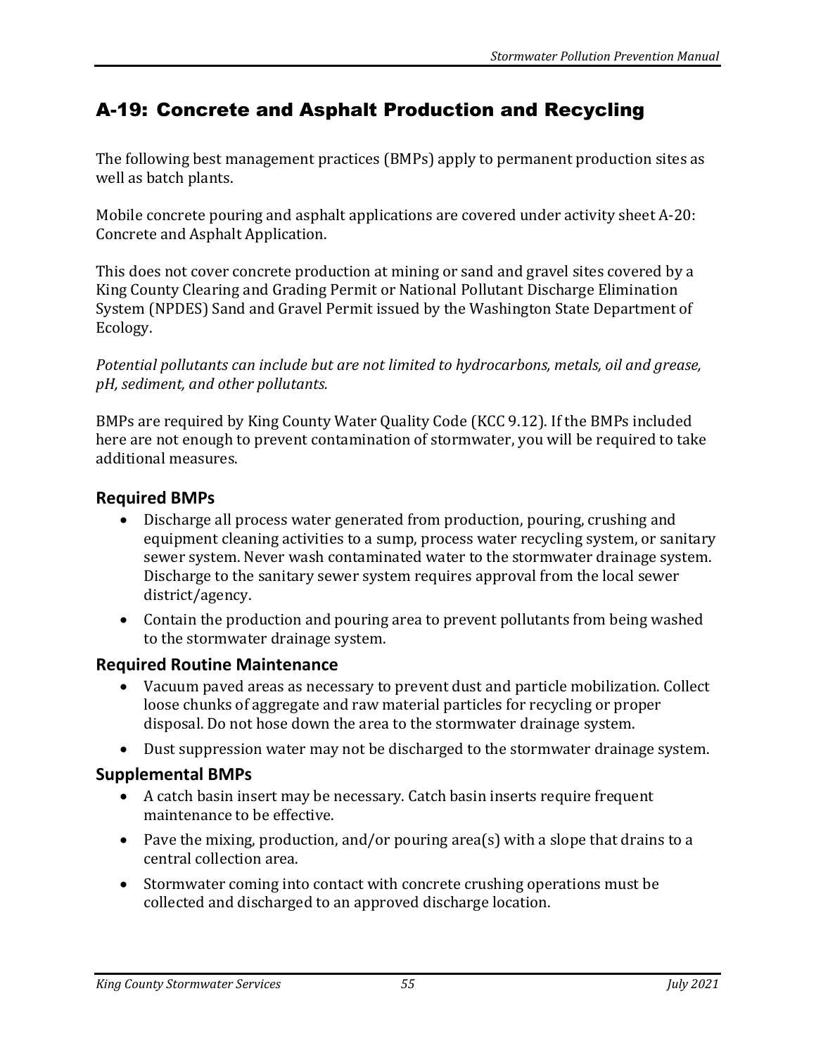# A-19: Concrete and Asphalt Production and Recycling

The following best management practices (BMPs) apply to permanent production sites as well as batch plants.

Mobile concrete pouring and asphalt applications are covered under activity sheet A-20: Concrete and Asphalt Application.

This does not cover concrete production at mining or sand and gravel sites covered by a King County Clearing and Grading Permit or National Pollutant Discharge Elimination System (NPDES) Sand and Gravel Permit issued by the Washington State Department of Ecology.

*Potential pollutants can include but are not limited to hydrocarbons, metals, oil and grease, pH, sediment, and other pollutants.*

BMPs are required by King County Water Quality Code (KCC 9.12). If the BMPs included here are not enough to prevent contamination of stormwater, you will be required to take additional measures.

## Required BMPs

- Discharge all process water generated from production, pouring, crushing and equipment cleaning activities to a sump, process water recycling system, or sanitary sewer system. Never wash contaminated water to the stormwater drainage system. Discharge to the sanitary sewer system requires approval from the local sewer district/agency.
- Contain the production and pouring area to prevent pollutants from being washed to the stormwater drainage system.

## Required Routine Maintenance

- Vacuum paved areas as necessary to prevent dust and particle mobilization. Collect loose chunks of aggregate and raw material particles for recycling or proper disposal. Do not hose down the area to the stormwater drainage system.
- Dust suppression water may not be discharged to the stormwater drainage system.

## Supplemental BMPs

- A catch basin insert may be necessary. Catch basin inserts require frequent maintenance to be effective.
- Pave the mixing, production, and/or pouring area(s) with a slope that drains to a central collection area.
- Stormwater coming into contact with concrete crushing operations must be collected and discharged to an approved discharge location.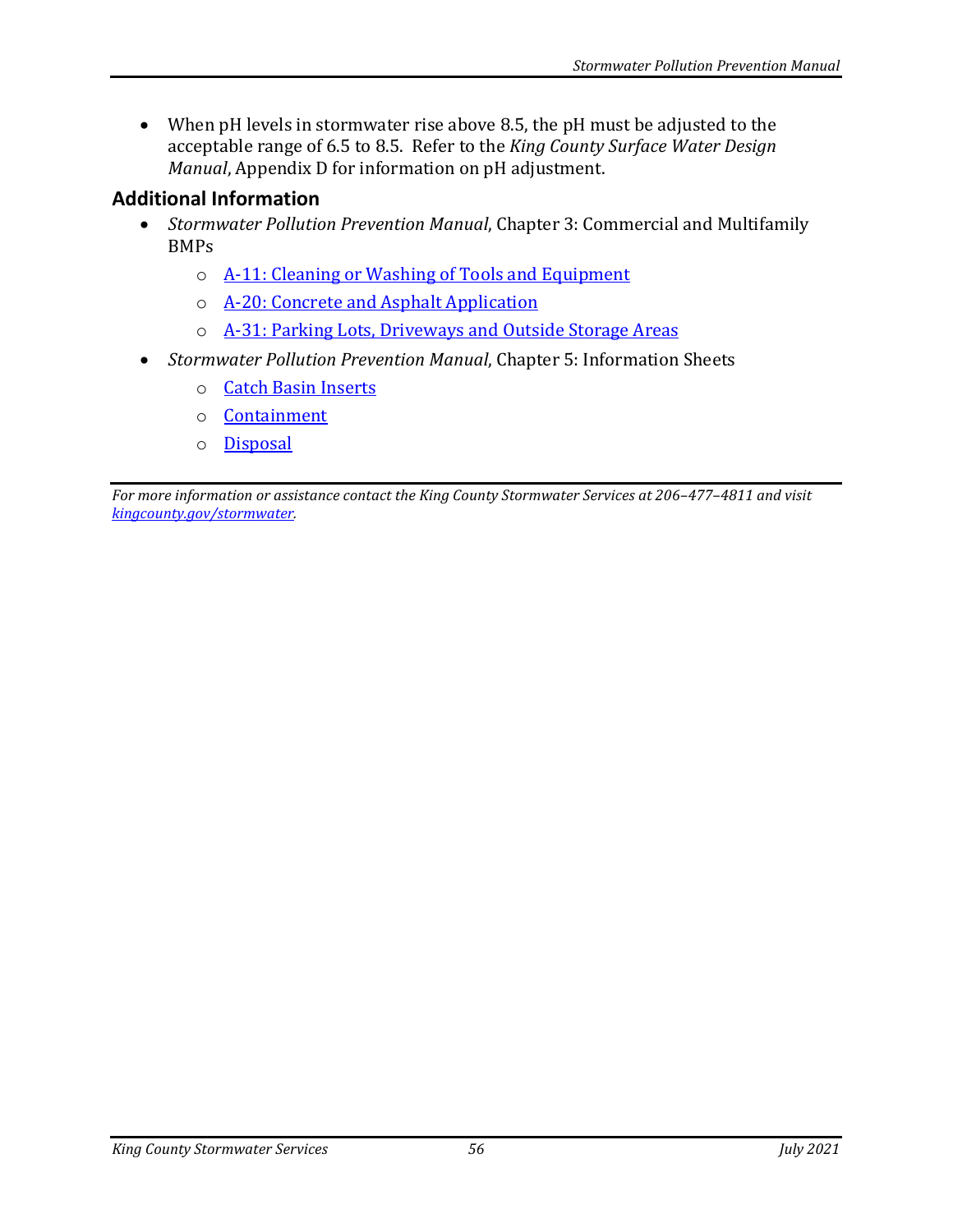- When pH levels in stormwater rise above 8.5, the pH must be adjusted to the acceptable range of 6.5 to 8.5. Refer to the *King County Surface Water Design Manual*, Appendix D for information on pH adjustment.

## Additional Information

- *Stormwater Pollution Prevention Manual*, Chapter 3: Commercial and Multifamily BMPs
    - A-11: Cleaning or Washing of Tools and Equipment
    - A-20: Concrete and Asphalt Application
    - A-31: Parking Lots, Driveways and Outside Storage Areas
- *Stormwater Pollution Prevention Manual*, Chapter 5: Information Sheets
    - Catch Basin Inserts
    - Containment
    - Disposal

---

*For more information or assistance contact the King County Stormwater Services at 206–477–4811 and visit kingcounty.gov/stormwater.*